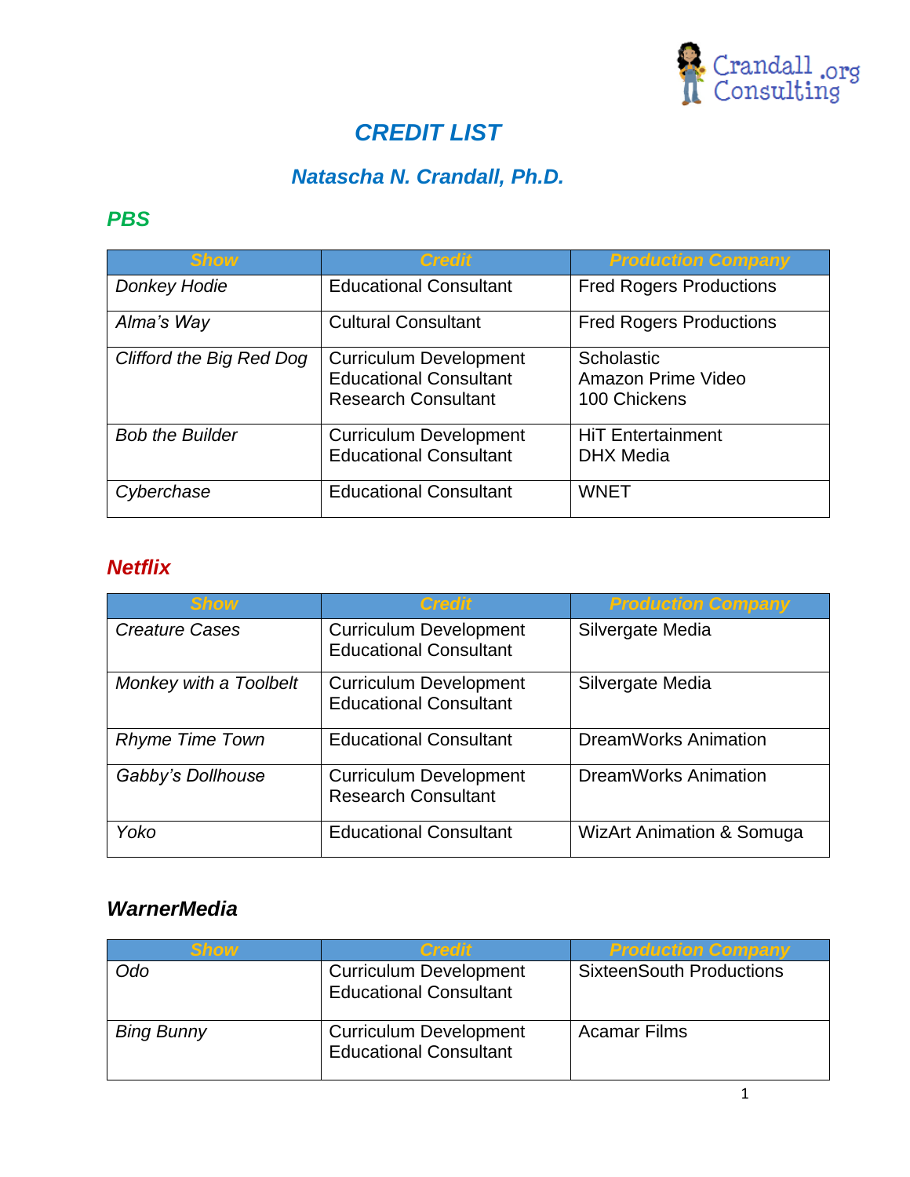# CREDIT LIST

## Natascha N. Crandall, Ph.D.

### PBS

| Show | Credit | Production Company |
|---|---|---|
| *Donkey Hodie* | Educational Consultant | Fred Rogers Productions |
| *Alma's Way* | Cultural Consultant | Fred Rogers Productions |
| *Clifford the Big Red Dog* | Curriculum Development<br>Educational Consultant<br>Research Consultant | Scholastic<br>Amazon Prime Video<br>100 Chickens |
| *Bob the Builder* | Curriculum Development<br>Educational Consultant | HiT Entertainment<br>DHX Media |
| *Cyberchase* | Educational Consultant | WNET |

### Netflix

| Show | Credit | Production Company |
|---|---|---|
| *Creature Cases* | Curriculum Development<br>Educational Consultant | Silvergate Media |
| *Monkey with a Toolbelt* | Curriculum Development<br>Educational Consultant | Silvergate Media |
| *Rhyme Time Town* | Educational Consultant | DreamWorks Animation |
| *Gabby's Dollhouse* | Curriculum Development<br>Research Consultant | DreamWorks Animation |
| *Yoko* | Educational Consultant | WizArt Animation & Somuga |

### WarnerMedia

| Show | Credit | Production Company |
|---|---|---|
| *Odo* | Curriculum Development<br>Educational Consultant | SixteenSouth Productions |
| *Bing Bunny* | Curriculum Development<br>Educational Consultant | Acamar Films |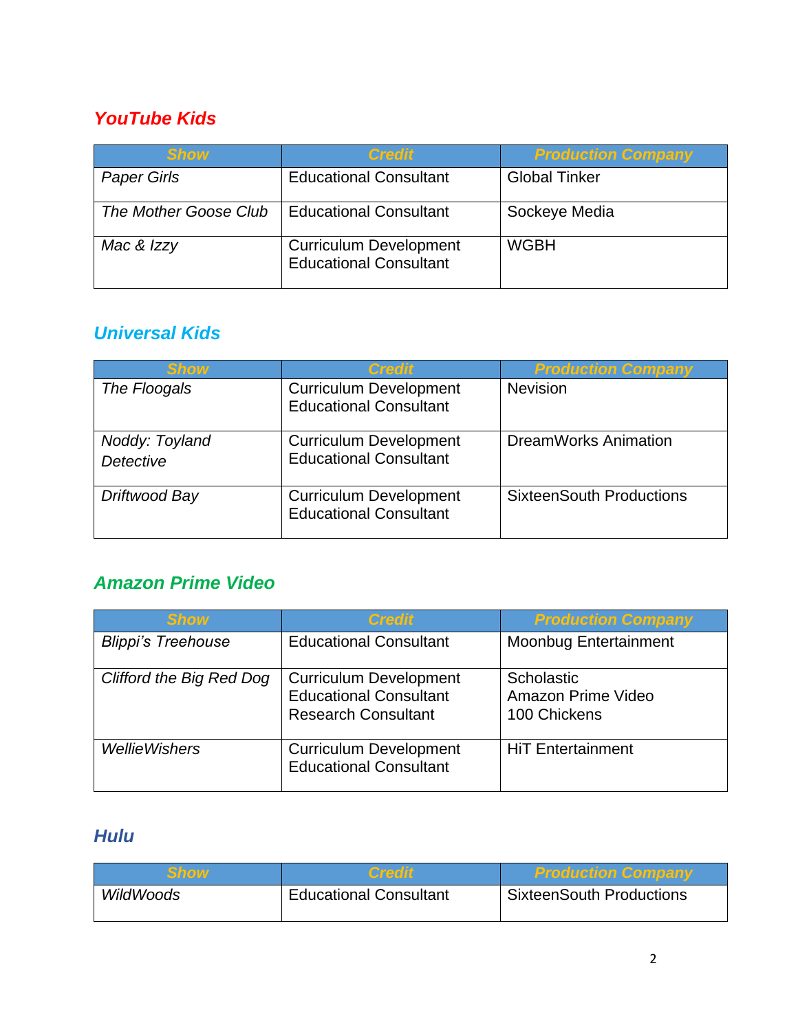## *YouTube Kids*

| Show | Credit | Production Company |
|---|---|---|
| *Paper Girls* | Educational Consultant | Global Tinker |
| *The Mother Goose Club* | Educational Consultant | Sockeye Media |
| *Mac & Izzy* | Curriculum Development<br>Educational Consultant | WGBH |

## *Universal Kids*

| Show | Credit | Production Company |
|---|---|---|
| *The Floogals* | Curriculum Development<br>Educational Consultant | Nevision |
| *Noddy: Toyland Detective* | Curriculum Development<br>Educational Consultant | DreamWorks Animation |
| *Driftwood Bay* | Curriculum Development<br>Educational Consultant | SixteenSouth Productions |

## *Amazon Prime Video*

| Show | Credit | Production Company |
|---|---|---|
| *Blippi's Treehouse* | Educational Consultant | Moonbug Entertainment |
| *Clifford the Big Red Dog* | Curriculum Development<br>Educational Consultant<br>Research Consultant | Scholastic<br>Amazon Prime Video<br>100 Chickens |
| *WellieWishers* | Curriculum Development<br>Educational Consultant | HiT Entertainment |

## *Hulu*

| Show | Credit | Production Company |
|---|---|---|
| *WildWoods* | Educational Consultant | SixteenSouth Productions |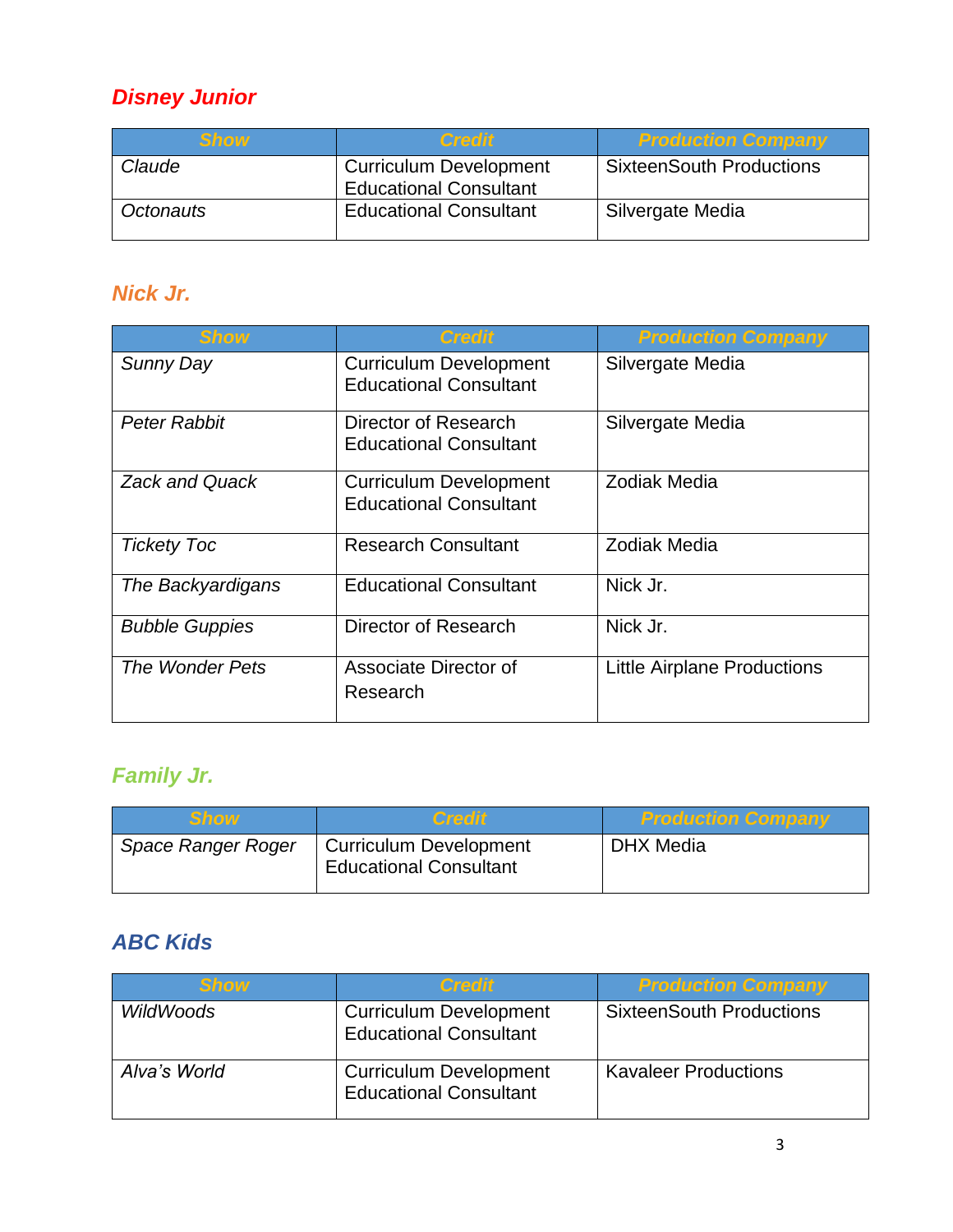## *Disney Junior*

| Show | Credit | Production Company |
|---|---|---|
| *Claude* | Curriculum Development Educational Consultant | SixteenSouth Productions |
| *Octonauts* | Educational Consultant | Silvergate Media |

## *Nick Jr.*

| Show | Credit | Production Company |
|---|---|---|
| *Sunny Day* | Curriculum Development Educational Consultant | Silvergate Media |
| *Peter Rabbit* | Director of Research Educational Consultant | Silvergate Media |
| *Zack and Quack* | Curriculum Development Educational Consultant | Zodiak Media |
| *Tickety Toc* | Research Consultant | Zodiak Media |
| *The Backyardigans* | Educational Consultant | Nick Jr. |
| *Bubble Guppies* | Director of Research | Nick Jr. |
| *The Wonder Pets* | Associate Director of Research | Little Airplane Productions |

## *Family Jr.*

| Show | Credit | Production Company |
|---|---|---|
| *Space Ranger Roger* | Curriculum Development Educational Consultant | DHX Media |

## *ABC Kids*

| Show | Credit | Production Company |
|---|---|---|
| *WildWoods* | Curriculum Development Educational Consultant | SixteenSouth Productions |
| *Alva's World* | Curriculum Development Educational Consultant | Kavaleer Productions |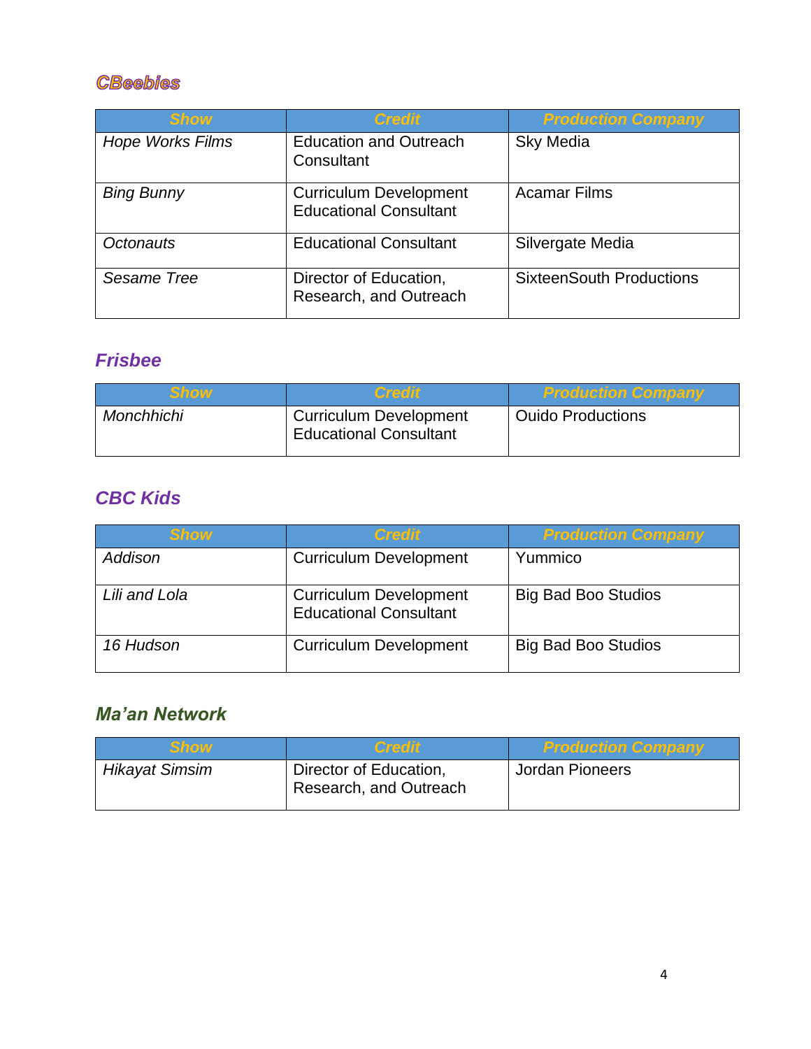## *CBeebies*

| Show | Credit | Production Company |
|---|---|---|
| *Hope Works Films* | Education and Outreach Consultant | Sky Media |
| *Bing Bunny* | Curriculum Development Educational Consultant | Acamar Films |
| *Octonauts* | Educational Consultant | Silvergate Media |
| *Sesame Tree* | Director of Education, Research, and Outreach | SixteenSouth Productions |

## *Frisbee*

| Show | Credit | Production Company |
|---|---|---|
| *Monchhichi* | Curriculum Development Educational Consultant | Ouido Productions |

## *CBC Kids*

| Show | Credit | Production Company |
|---|---|---|
| *Addison* | Curriculum Development | Yummico |
| *Lili and Lola* | Curriculum Development Educational Consultant | Big Bad Boo Studios |
| *16 Hudson* | Curriculum Development | Big Bad Boo Studios |

## *Ma'an Network*

| Show | Credit | Production Company |
|---|---|---|
| *Hikayat Simsim* | Director of Education, Research, and Outreach | Jordan Pioneers |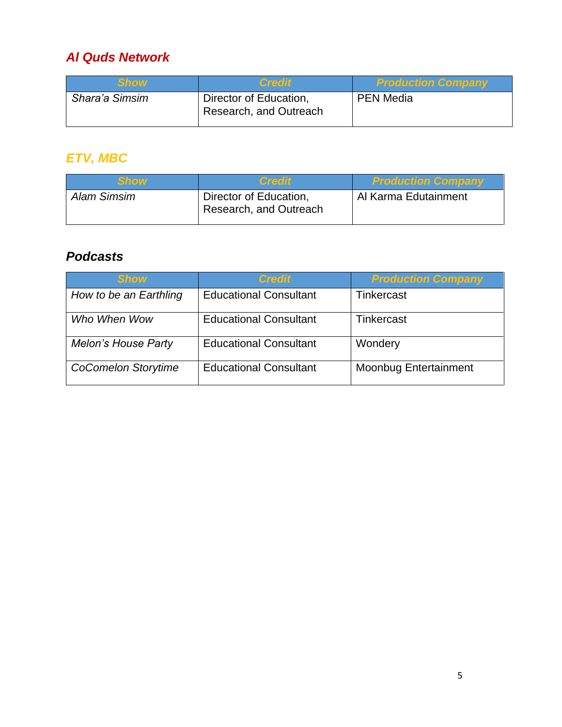## *Al Quds Network*

| Show | Credit | Production Company |
|---|---|---|
| *Shara'a Simsim* | Director of Education, Research, and Outreach | PEN Media |

## *ETV, MBC*

| Show | Credit | Production Company |
|---|---|---|
| *Alam Simsim* | Director of Education, Research, and Outreach | Al Karma Edutainment |

## *Podcasts*

| Show | Credit | Production Company |
|---|---|---|
| *How to be an Earthling* | Educational Consultant | Tinkercast |
| *Who When Wow* | Educational Consultant | Tinkercast |
| *Melon's House Party* | Educational Consultant | Wondery |
| *CoComelon Storytime* | Educational Consultant | Moonbug Entertainment |